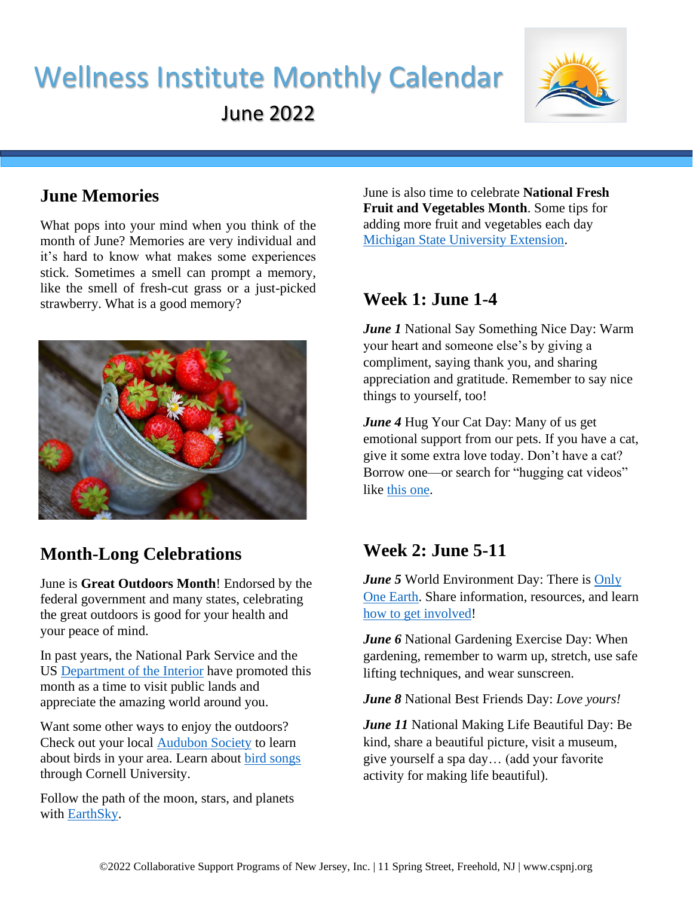# Wellness Institute Monthly Calendar

June 2022

## June Memories

What pops into your mind when you think of the month of June? Memories are very individual and it's hard to know what makes some experiences stick. Sometimes a smell can prompt a memory, like the smell of fresh-cut grass or a just-picked strawberry. What is a good memory?

## Month-Long Celebrations

June is **Great Outdoors Month**! Endorsed by the federal government and many states, celebrating the great outdoors is good for your health and your peace of mind.

In past years, the National Park Service and the US Department of the Interior have promoted this month as a time to visit public lands and appreciate the amazing world around you.

Want some other ways to enjoy the outdoors? Check out your local Audubon Society to learn about birds in your area. Learn about bird songs through Cornell University.

Follow the path of the moon, stars, and planets with EarthSky.

June is also time to celebrate **National Fresh Fruit and Vegetables Month**. Some tips for adding more fruit and vegetables each day Michigan State University Extension.

## Week 1: June 1-4

***June 1*** National Say Something Nice Day: Warm your heart and someone else's by giving a compliment, saying thank you, and sharing appreciation and gratitude. Remember to say nice things to yourself, too!

***June 4*** Hug Your Cat Day: Many of us get emotional support from our pets. If you have a cat, give it some extra love today. Don't have a cat? Borrow one—or search for "hugging cat videos" like this one.

## Week 2: June 5-11

***June 5*** World Environment Day: There is Only One Earth. Share information, resources, and learn how to get involved!

***June 6*** National Gardening Exercise Day: When gardening, remember to warm up, stretch, use safe lifting techniques, and wear sunscreen.

***June 8*** National Best Friends Day: *Love yours!*

***June 11*** National Making Life Beautiful Day: Be kind, share a beautiful picture, visit a museum, give yourself a spa day… (add your favorite activity for making life beautiful).

©2022 Collaborative Support Programs of New Jersey, Inc. | 11 Spring Street, Freehold, NJ | www.cspnj.org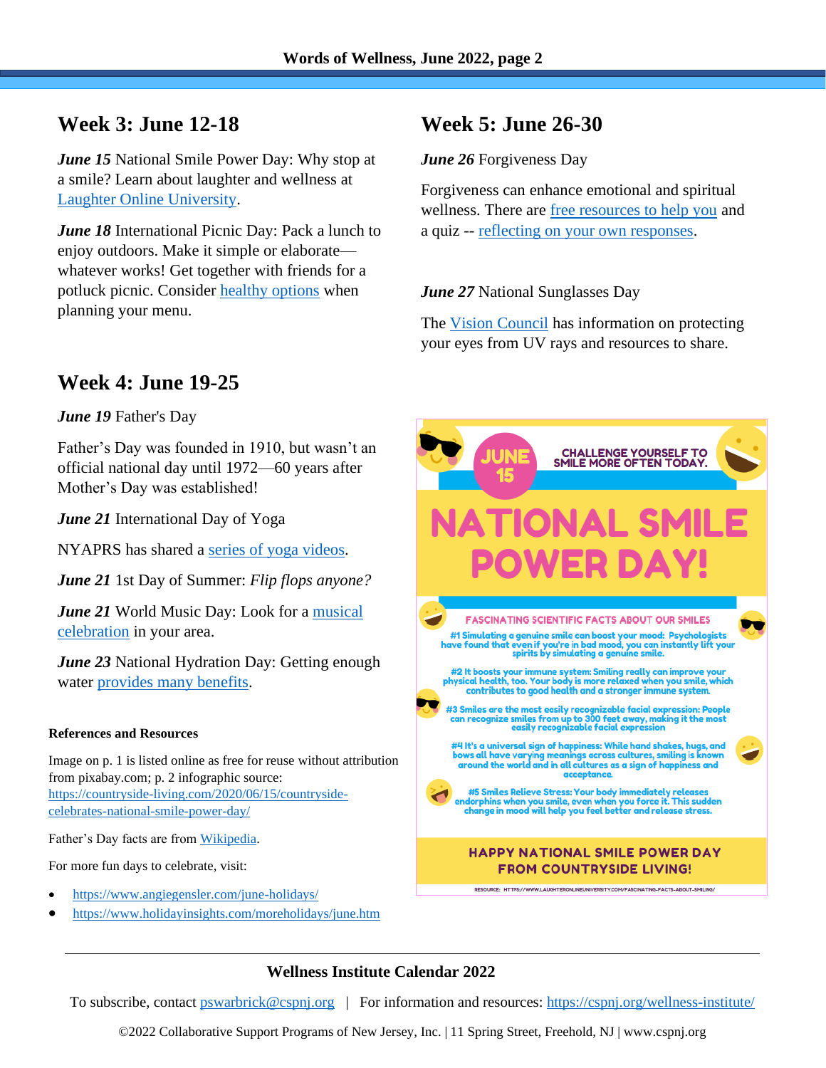## Week 3: June 12-18

***June 15*** National Smile Power Day: Why stop at a smile? Learn about laughter and wellness at Laughter Online University.

***June 18*** International Picnic Day: Pack a lunch to enjoy outdoors. Make it simple or elaborate—whatever works! Get together with friends for a potluck picnic. Consider healthy options when planning your menu.

## Week 4: June 19-25

***June 19*** Father's Day

Father's Day was founded in 1910, but wasn't an official national day until 1972—60 years after Mother's Day was established!

***June 21*** International Day of Yoga

NYAPRS has shared a series of yoga videos.

***June 21*** 1st Day of Summer: *Flip flops anyone?*

***June 21*** World Music Day: Look for a musical celebration in your area.

***June 23*** National Hydration Day: Getting enough water provides many benefits.

**References and Resources**

Image on p. 1 is listed online as free for reuse without attribution from pixabay.com; p. 2 infographic source: https://countryside-living.com/2020/06/15/countryside-celebrates-national-smile-power-day/

Father's Day facts are from Wikipedia.

For more fun days to celebrate, visit:

- https://www.angiegensler.com/june-holidays/
- https://www.holidayinsights.com/moreholidays/june.htm

## Week 5: June 26-30

***June 26*** Forgiveness Day

Forgiveness can enhance emotional and spiritual wellness. There are free resources to help you and a quiz -- reflecting on your own responses.

***June 27*** National Sunglasses Day

The Vision Council has information on protecting your eyes from UV rays and resources to share.

JUNE 15

CHALLENGE YOURSELF TO SMILE MORE OFTEN TODAY.

NATIONAL SMILE POWER DAY!

FASCINATING SCIENTIFIC FACTS ABOUT OUR SMILES

#1 Simulating a genuine smile can boost your mood: Psychologists have found that even if you're in bad mood, you can instantly lift your spirits by simulating a genuine smile.

#2 It boosts your immune system: Smiling really can improve your physical health, too. Your body is more relaxed when you smile, which contributes to good health and a stronger immune system.

#3 Smiles are the most easily recognizable facial expression: People can recognize smiles from up to 300 feet away, making it the most easily recognizable facial expression

#4 It's a universal sign of happiness: While hand shakes, hugs, and bows all have varying meanings across cultures, smiling is known around the world and in all cultures as a sign of happiness and acceptance.

#5 Smiles Relieve Stress: Your body immediately releases endorphins when you smile, even when you force it. This sudden change in mood will help you feel better and release stress.

HAPPY NATIONAL SMILE POWER DAY FROM COUNTRYSIDE LIVING!

RESOURCE: HTTPS://WWW.LAUGHTERONLINEUNIVERSITY.COM/FASCINATING-FACTS-ABOUT-SMILING/

---

**Wellness Institute Calendar 2022**

To subscribe, contact pswarbrick@cspnj.org | For information and resources: https://cspnj.org/wellness-institute/

©2022 Collaborative Support Programs of New Jersey, Inc. | 11 Spring Street, Freehold, NJ | www.cspnj.org